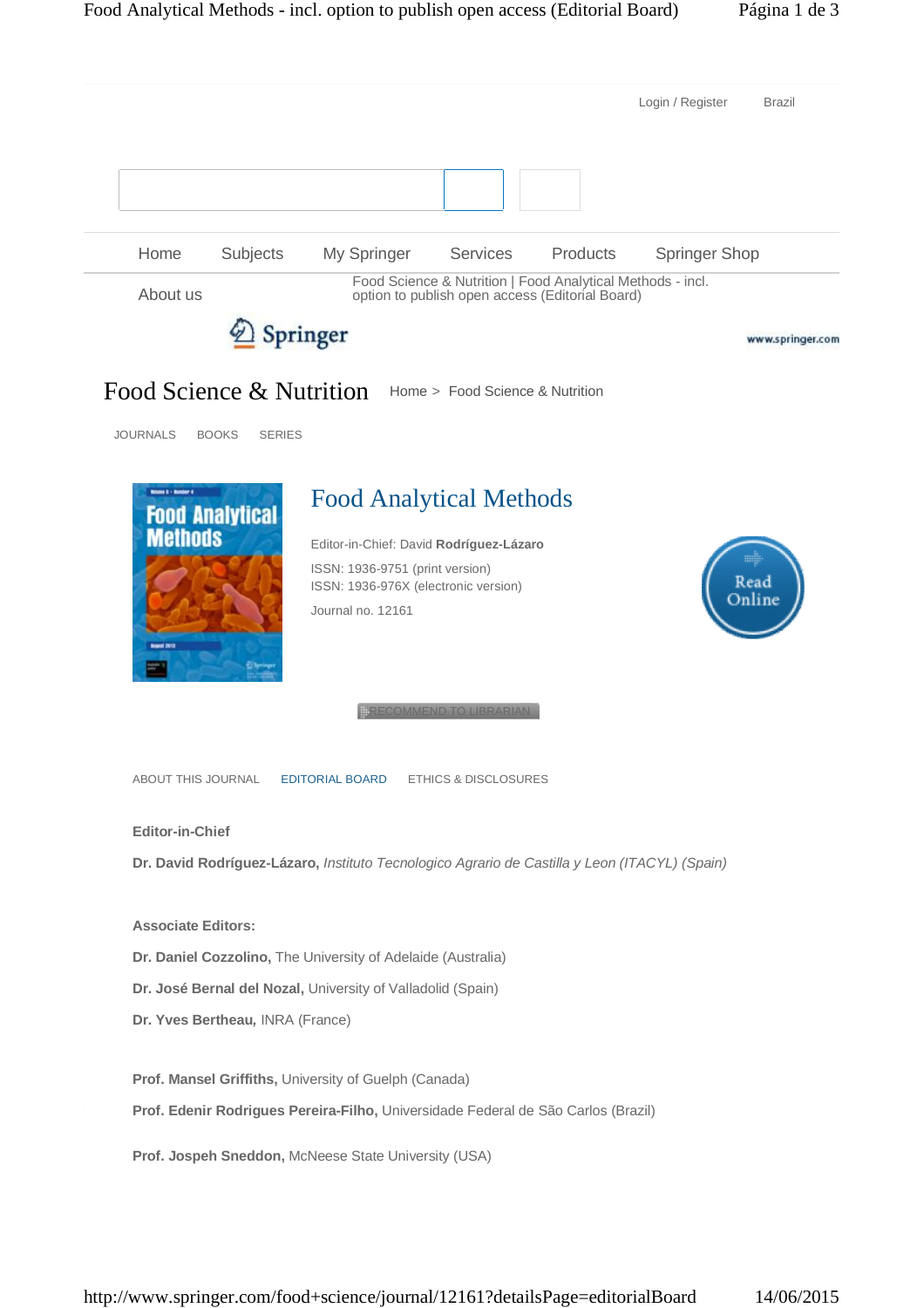Login / Register Brazil

Home | Subjects | My Springer | Services | Products | Springer Shop

About us

Food Science & Nutrition | Food Analytical Methods - incl. option to publish open access (Editorial Board)

Springer www.springer.com

# Food Science & Nutrition

Home > Food Science & Nutrition

JOURNALS BOOKS SERIES

## Food Analytical Methods

Editor-in-Chief: David **Rodríguez-Lázaro**

ISSN: 1936-9751 (print version)
ISSN: 1936-976X (electronic version)

Journal no. 12161

Read Online

RECOMMEND TO LIBRARIAN

ABOUT THIS JOURNAL | EDITORIAL BOARD | ETHICS & DISCLOSURES

**Editor-in-Chief**

**Dr. David Rodríguez-Lázaro,** *Instituto Tecnologico Agrario de Castilla y Leon (ITACYL) (Spain)*

**Associate Editors:**

**Dr. Daniel Cozzolino,** The University of Adelaide (Australia)

**Dr. José Bernal del Nozal,** University of Valladolid (Spain)

**Dr. Yves Bertheau,** INRA (France)

**Prof. Mansel Griffiths,** University of Guelph (Canada)

**Prof. Edenir Rodrigues Pereira-Filho,** Universidade Federal de São Carlos (Brazil)

**Prof. Jospeh Sneddon,** McNeese State University (USA)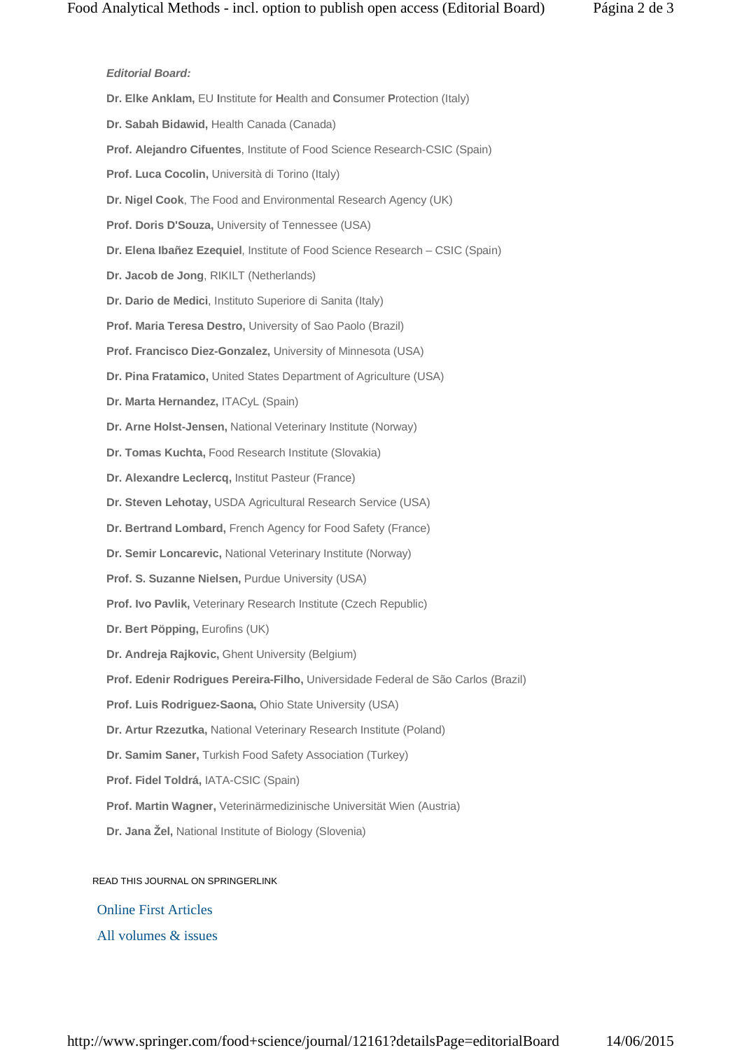*Editorial Board:*

**Dr. Elke Anklam,** EU **I**nstitute for **H**ealth and **C**onsumer **P**rotection (Italy)

**Dr. Sabah Bidawid,** Health Canada (Canada)

**Prof. Alejandro Cifuentes**, Institute of Food Science Research-CSIC (Spain)

**Prof. Luca Cocolin,** Università di Torino (Italy)

**Dr. Nigel Cook**, The Food and Environmental Research Agency (UK)

**Prof. Doris D'Souza,** University of Tennessee (USA)

**Dr. Elena Ibañez Ezequiel**, Institute of Food Science Research – CSIC (Spain)

**Dr. Jacob de Jong**, RIKILT (Netherlands)

**Dr. Dario de Medici**, Instituto Superiore di Sanita (Italy)

**Prof. Maria Teresa Destro,** University of Sao Paolo (Brazil)

**Prof. Francisco Diez-Gonzalez,** University of Minnesota (USA)

**Dr. Pina Fratamico,** United States Department of Agriculture (USA)

**Dr. Marta Hernandez,** ITACyL (Spain)

**Dr. Arne Holst-Jensen,** National Veterinary Institute (Norway)

**Dr. Tomas Kuchta,** Food Research Institute (Slovakia)

**Dr. Alexandre Leclercq,** Institut Pasteur (France)

**Dr. Steven Lehotay,** USDA Agricultural Research Service (USA)

**Dr. Bertrand Lombard,** French Agency for Food Safety (France)

**Dr. Semir Loncarevic,** National Veterinary Institute (Norway)

**Prof. S. Suzanne Nielsen,** Purdue University (USA)

**Prof. Ivo Pavlik,** Veterinary Research Institute (Czech Republic)

**Dr. Bert Pöpping,** Eurofins (UK)

**Dr. Andreja Rajkovic,** Ghent University (Belgium)

**Prof. Edenir Rodrigues Pereira-Filho,** Universidade Federal de São Carlos (Brazil)

**Prof. Luis Rodriguez-Saona,** Ohio State University (USA)

**Dr. Artur Rzezutka,** National Veterinary Research Institute (Poland)

**Dr. Samim Saner,** Turkish Food Safety Association (Turkey)

**Prof. Fidel Toldrá,** IATA-CSIC (Spain)

**Prof. Martin Wagner,** Veterinärmedizinische Universität Wien (Austria)

**Dr. Jana Žel,** National Institute of Biology (Slovenia)

READ THIS JOURNAL ON SPRINGERLINK

Online First Articles

All volumes & issues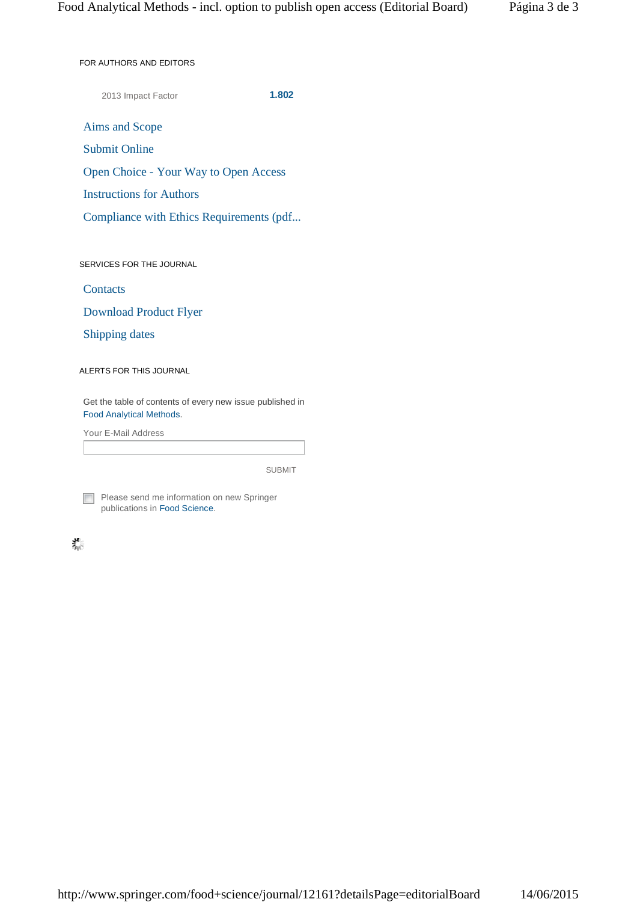## FOR AUTHORS AND EDITORS

| | |
|---|---|
| 2013 Impact Factor | **1.802** |

Aims and Scope

Submit Online

Open Choice - Your Way to Open Access

Instructions for Authors

Compliance with Ethics Requirements (pdf...

## SERVICES FOR THE JOURNAL

Contacts

Download Product Flyer

Shipping dates

## ALERTS FOR THIS JOURNAL

Get the table of contents of every new issue published in Food Analytical Methods.

Your E-Mail Address

SUBMIT

Please send me information on new Springer publications in Food Science.